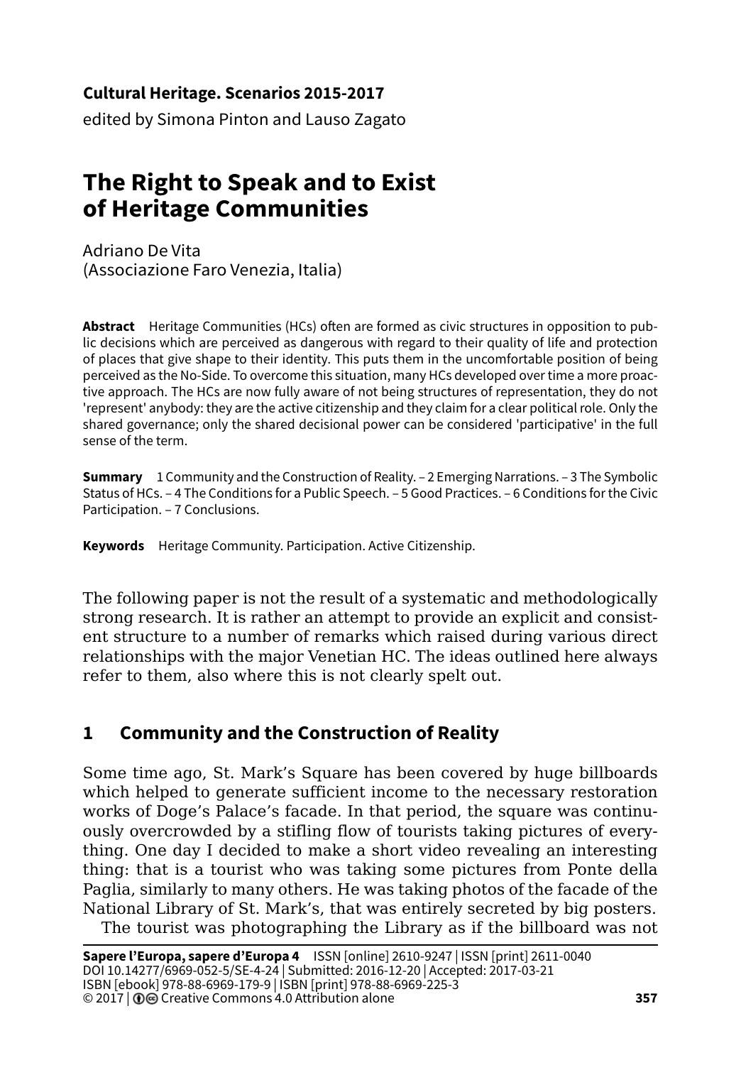**Cultural Heritage. Scenarios 2015-2017**

edited by Simona Pinton and Lauso Zagato

# The Right to Speak and to Exist of Heritage Communities

Adriano De Vita
(Associazione Faro Venezia, Italia)

**Abstract** Heritage Communities (HCs) often are formed as civic structures in opposition to public decisions which are perceived as dangerous with regard to their quality of life and protection of places that give shape to their identity. This puts them in the uncomfortable position of being perceived as the No-Side. To overcome this situation, many HCs developed over time a more proactive approach. The HCs are now fully aware of not being structures of representation, they do not 'represent' anybody: they are the active citizenship and they claim for a clear political role. Only the shared governance; only the shared decisional power can be considered 'participative' in the full sense of the term.

**Summary** 1 Community and the Construction of Reality. – 2 Emerging Narrations. – 3 The Symbolic Status of HCs. – 4 The Conditions for a Public Speech. – 5 Good Practices. – 6 Conditions for the Civic Participation. – 7 Conclusions.

**Keywords** Heritage Community. Participation. Active Citizenship.

The following paper is not the result of a systematic and methodologically strong research. It is rather an attempt to provide an explicit and consistent structure to a number of remarks which raised during various direct relationships with the major Venetian HC. The ideas outlined here always refer to them, also where this is not clearly spelt out.

## 1 Community and the Construction of Reality

Some time ago, St. Mark's Square has been covered by huge billboards which helped to generate sufficient income to the necessary restoration works of Doge's Palace's facade. In that period, the square was continuously overcrowded by a stifling flow of tourists taking pictures of everything. One day I decided to make a short video revealing an interesting thing: that is a tourist who was taking some pictures from Ponte della Paglia, similarly to many others. He was taking photos of the facade of the National Library of St. Mark's, that was entirely secreted by big posters.

The tourist was photographing the Library as if the billboard was not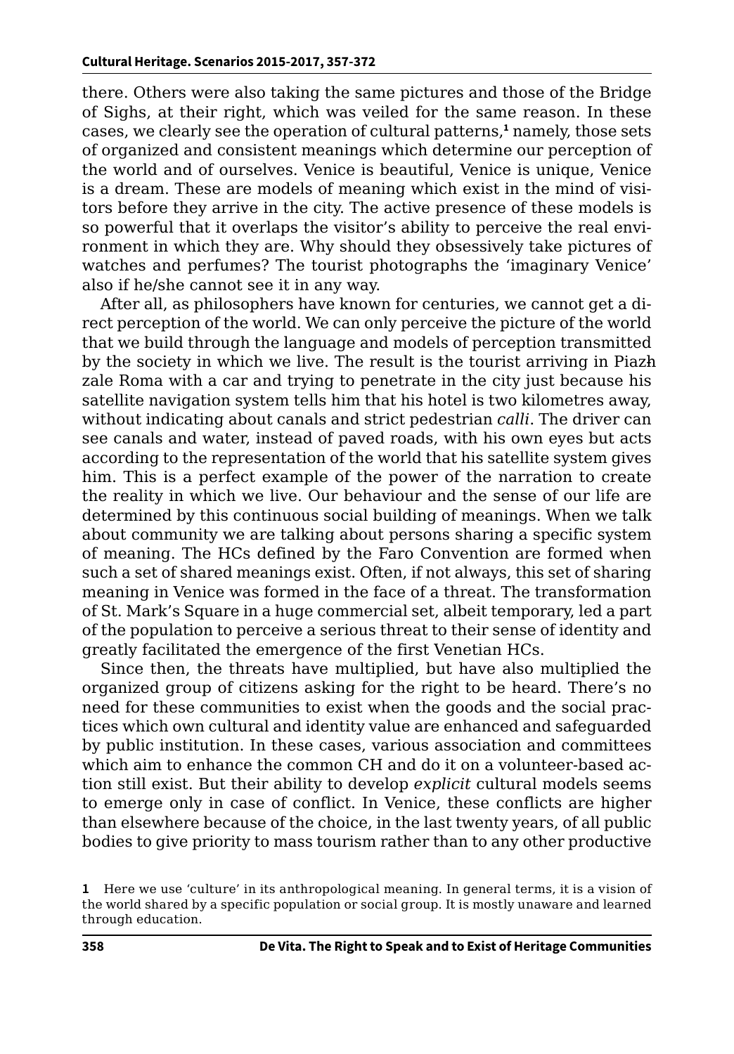there. Others were also taking the same pictures and those of the Bridge of Sighs, at their right, which was veiled for the same reason. In these cases, we clearly see the operation of cultural patterns,[1] namely, those sets of organized and consistent meanings which determine our perception of the world and of ourselves. Venice is beautiful, Venice is unique, Venice is a dream. These are models of meaning which exist in the mind of visitors before they arrive in the city. The active presence of these models is so powerful that it overlaps the visitor's ability to perceive the real environment in which they are. Why should they obsessively take pictures of watches and perfumes? The tourist photographs the 'imaginary Venice' also if he/she cannot see it in any way.

After all, as philosophers have known for centuries, we cannot get a direct perception of the world. We can only perceive the picture of the world that we build through the language and models of perception transmitted by the society in which we live. The result is the tourist arriving in Piazzale Roma with a car and trying to penetrate in the city just because his satellite navigation system tells him that his hotel is two kilometres away, without indicating about canals and strict pedestrian *calli*. The driver can see canals and water, instead of paved roads, with his own eyes but acts according to the representation of the world that his satellite system gives him. This is a perfect example of the power of the narration to create the reality in which we live. Our behaviour and the sense of our life are determined by this continuous social building of meanings. When we talk about community we are talking about persons sharing a specific system of meaning. The HCs defined by the Faro Convention are formed when such a set of shared meanings exist. Often, if not always, this set of sharing meaning in Venice was formed in the face of a threat. The transformation of St. Mark's Square in a huge commercial set, albeit temporary, led a part of the population to perceive a serious threat to their sense of identity and greatly facilitated the emergence of the first Venetian HCs.

Since then, the threats have multiplied, but have also multiplied the organized group of citizens asking for the right to be heard. There's no need for these communities to exist when the goods and the social practices which own cultural and identity value are enhanced and safeguarded by public institution. In these cases, various association and committees which aim to enhance the common CH and do it on a volunteer-based action still exist. But their ability to develop *explicit* cultural models seems to emerge only in case of conflict. In Venice, these conflicts are higher than elsewhere because of the choice, in the last twenty years, of all public bodies to give priority to mass tourism rather than to any other productive

[1] Here we use 'culture' in its anthropological meaning. In general terms, it is a vision of the world shared by a specific population or social group. It is mostly unaware and learned through education.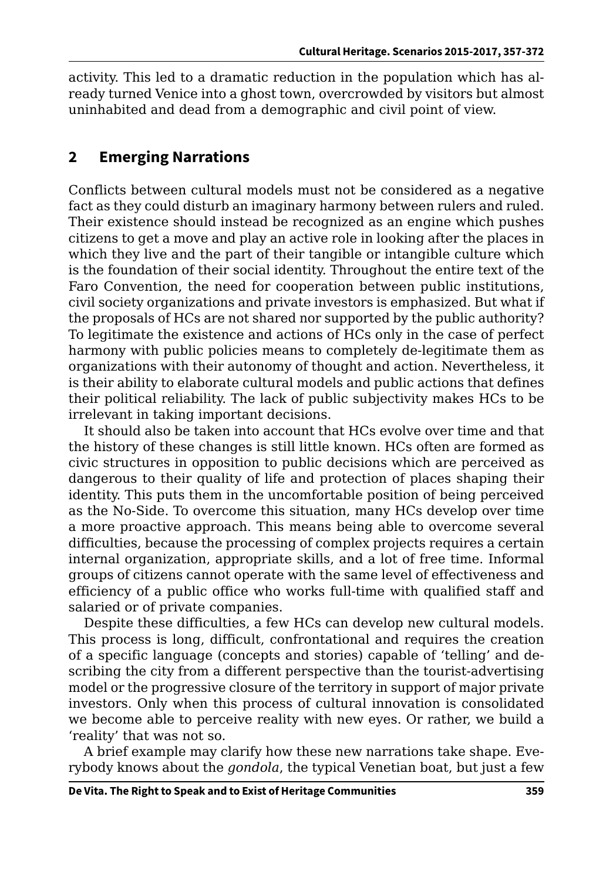activity. This led to a dramatic reduction in the population which has already turned Venice into a ghost town, overcrowded by visitors but almost uninhabited and dead from a demographic and civil point of view.

## 2 Emerging Narrations

Conflicts between cultural models must not be considered as a negative fact as they could disturb an imaginary harmony between rulers and ruled. Their existence should instead be recognized as an engine which pushes citizens to get a move and play an active role in looking after the places in which they live and the part of their tangible or intangible culture which is the foundation of their social identity. Throughout the entire text of the Faro Convention, the need for cooperation between public institutions, civil society organizations and private investors is emphasized. But what if the proposals of HCs are not shared nor supported by the public authority? To legitimate the existence and actions of HCs only in the case of perfect harmony with public policies means to completely de-legitimate them as organizations with their autonomy of thought and action. Nevertheless, it is their ability to elaborate cultural models and public actions that defines their political reliability. The lack of public subjectivity makes HCs to be irrelevant in taking important decisions.

It should also be taken into account that HCs evolve over time and that the history of these changes is still little known. HCs often are formed as civic structures in opposition to public decisions which are perceived as dangerous to their quality of life and protection of places shaping their identity. This puts them in the uncomfortable position of being perceived as the No-Side. To overcome this situation, many HCs develop over time a more proactive approach. This means being able to overcome several difficulties, because the processing of complex projects requires a certain internal organization, appropriate skills, and a lot of free time. Informal groups of citizens cannot operate with the same level of effectiveness and efficiency of a public office who works full-time with qualified staff and salaried or of private companies.

Despite these difficulties, a few HCs can develop new cultural models. This process is long, difficult, confrontational and requires the creation of a specific language (concepts and stories) capable of 'telling' and describing the city from a different perspective than the tourist-advertising model or the progressive closure of the territory in support of major private investors. Only when this process of cultural innovation is consolidated we become able to perceive reality with new eyes. Or rather, we build a 'reality' that was not so.

A brief example may clarify how these new narrations take shape. Everybody knows about the *gondola*, the typical Venetian boat, but just a few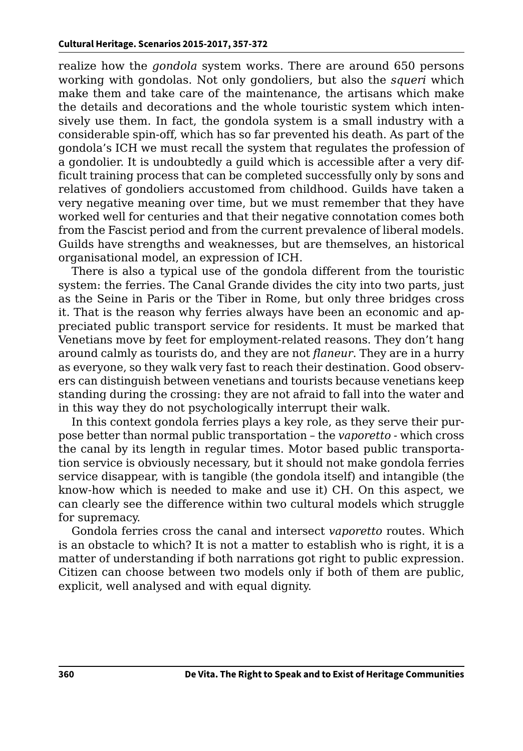realize how the *gondola* system works. There are around 650 persons working with gondolas. Not only gondoliers, but also the *squeri* which make them and take care of the maintenance, the artisans which make the details and decorations and the whole touristic system which intensively use them. In fact, the gondola system is a small industry with a considerable spin-off, which has so far prevented his death. As part of the gondola's ICH we must recall the system that regulates the profession of a gondolier. It is undoubtedly a guild which is accessible after a very difficult training process that can be completed successfully only by sons and relatives of gondoliers accustomed from childhood. Guilds have taken a very negative meaning over time, but we must remember that they have worked well for centuries and that their negative connotation comes both from the Fascist period and from the current prevalence of liberal models. Guilds have strengths and weaknesses, but are themselves, an historical organisational model, an expression of ICH.

There is also a typical use of the gondola different from the touristic system: the ferries. The Canal Grande divides the city into two parts, just as the Seine in Paris or the Tiber in Rome, but only three bridges cross it. That is the reason why ferries always have been an economic and appreciated public transport service for residents. It must be marked that Venetians move by feet for employment-related reasons. They don't hang around calmly as tourists do, and they are not *flaneur*. They are in a hurry as everyone, so they walk very fast to reach their destination. Good observers can distinguish between venetians and tourists because venetians keep standing during the crossing: they are not afraid to fall into the water and in this way they do not psychologically interrupt their walk.

In this context gondola ferries plays a key role, as they serve their purpose better than normal public transportation – the *vaporetto* - which cross the canal by its length in regular times. Motor based public transportation service is obviously necessary, but it should not make gondola ferries service disappear, with is tangible (the gondola itself) and intangible (the know-how which is needed to make and use it) CH. On this aspect, we can clearly see the difference within two cultural models which struggle for supremacy.

Gondola ferries cross the canal and intersect *vaporetto* routes. Which is an obstacle to which? It is not a matter to establish who is right, it is a matter of understanding if both narrations got right to public expression. Citizen can choose between two models only if both of them are public, explicit, well analysed and with equal dignity.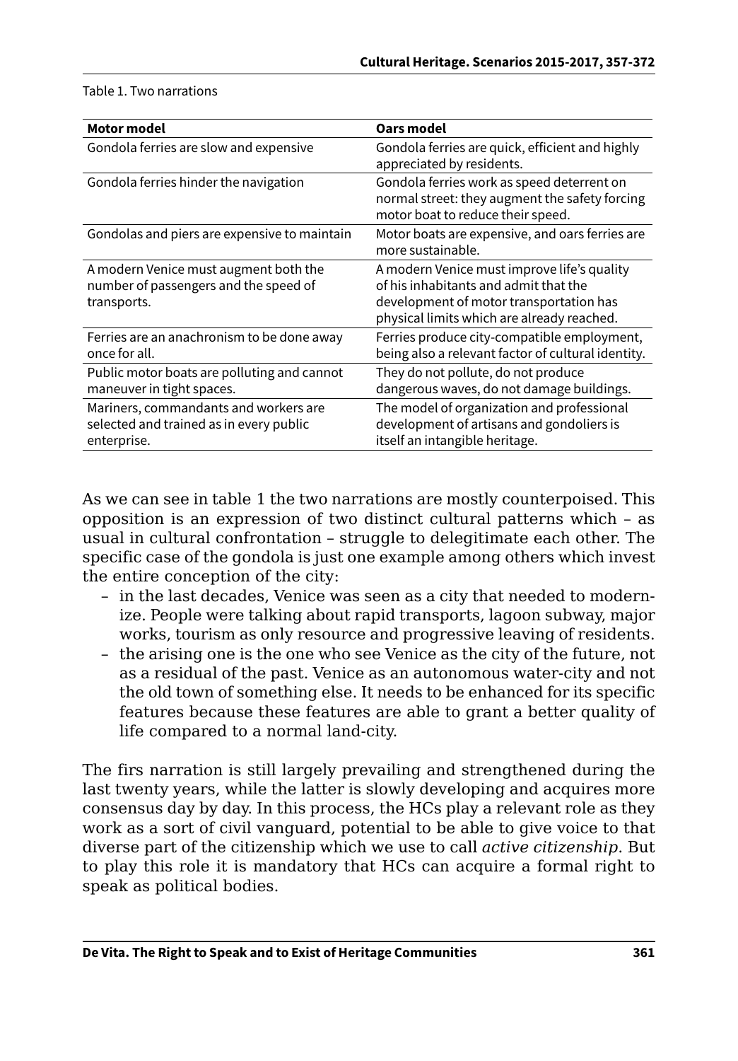Table 1. Two narrations

| Motor model | Oars model |
|---|---|
| Gondola ferries are slow and expensive | Gondola ferries are quick, efficient and highly appreciated by residents. |
| Gondola ferries hinder the navigation | Gondola ferries work as speed deterrent on normal street: they augment the safety forcing motor boat to reduce their speed. |
| Gondolas and piers are expensive to maintain | Motor boats are expensive, and oars ferries are more sustainable. |
| A modern Venice must augment both the number of passengers and the speed of transports. | A modern Venice must improve life's quality of his inhabitants and admit that the development of motor transportation has physical limits which are already reached. |
| Ferries are an anachronism to be done away once for all. | Ferries produce city-compatible employment, being also a relevant factor of cultural identity. |
| Public motor boats are polluting and cannot maneuver in tight spaces. | They do not pollute, do not produce dangerous waves, do not damage buildings. |
| Mariners, commandants and workers are selected and trained as in every public enterprise. | The model of organization and professional development of artisans and gondoliers is itself an intangible heritage. |

As we can see in table 1 the two narrations are mostly counterpoised. This opposition is an expression of two distinct cultural patterns which – as usual in cultural confrontation – struggle to delegitimate each other. The specific case of the gondola is just one example among others which invest the entire conception of the city:

- in the last decades, Venice was seen as a city that needed to modernize. People were talking about rapid transports, lagoon subway, major works, tourism as only resource and progressive leaving of residents.
- the arising one is the one who see Venice as the city of the future, not as a residual of the past. Venice as an autonomous water-city and not the old town of something else. It needs to be enhanced for its specific features because these features are able to grant a better quality of life compared to a normal land-city.

The firs narration is still largely prevailing and strengthened during the last twenty years, while the latter is slowly developing and acquires more consensus day by day. In this process, the HCs play a relevant role as they work as a sort of civil vanguard, potential to be able to give voice to that diverse part of the citizenship which we use to call *active citizenship*. But to play this role it is mandatory that HCs can acquire a formal right to speak as political bodies.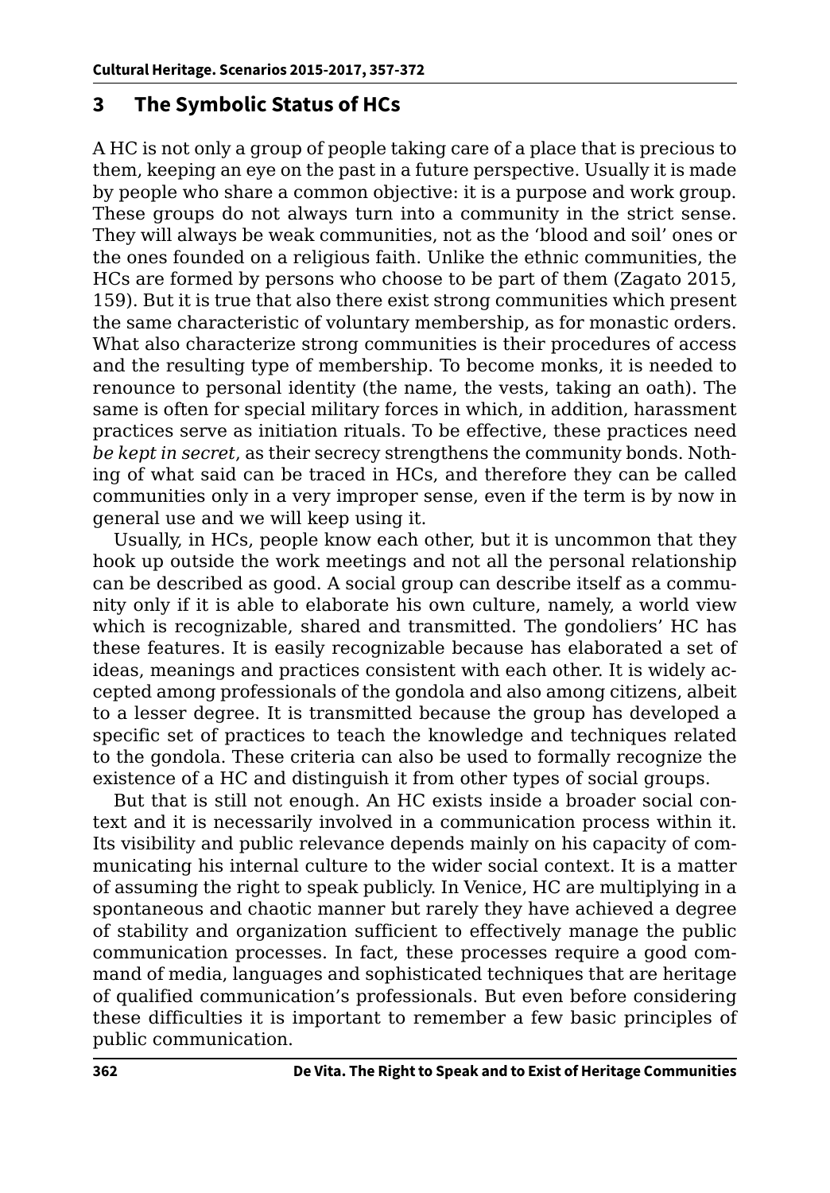## 3 The Symbolic Status of HCs

A HC is not only a group of people taking care of a place that is precious to them, keeping an eye on the past in a future perspective. Usually it is made by people who share a common objective: it is a purpose and work group. These groups do not always turn into a community in the strict sense. They will always be weak communities, not as the 'blood and soil' ones or the ones founded on a religious faith. Unlike the ethnic communities, the HCs are formed by persons who choose to be part of them (Zagato 2015, 159). But it is true that also there exist strong communities which present the same characteristic of voluntary membership, as for monastic orders. What also characterize strong communities is their procedures of access and the resulting type of membership. To become monks, it is needed to renounce to personal identity (the name, the vests, taking an oath). The same is often for special military forces in which, in addition, harassment practices serve as initiation rituals. To be effective, these practices need *be kept in secret*, as their secrecy strengthens the community bonds. Nothing of what said can be traced in HCs, and therefore they can be called communities only in a very improper sense, even if the term is by now in general use and we will keep using it.

Usually, in HCs, people know each other, but it is uncommon that they hook up outside the work meetings and not all the personal relationship can be described as good. A social group can describe itself as a community only if it is able to elaborate his own culture, namely, a world view which is recognizable, shared and transmitted. The gondoliers' HC has these features. It is easily recognizable because has elaborated a set of ideas, meanings and practices consistent with each other. It is widely accepted among professionals of the gondola and also among citizens, albeit to a lesser degree. It is transmitted because the group has developed a specific set of practices to teach the knowledge and techniques related to the gondola. These criteria can also be used to formally recognize the existence of a HC and distinguish it from other types of social groups.

But that is still not enough. An HC exists inside a broader social context and it is necessarily involved in a communication process within it. Its visibility and public relevance depends mainly on his capacity of communicating his internal culture to the wider social context. It is a matter of assuming the right to speak publicly. In Venice, HC are multiplying in a spontaneous and chaotic manner but rarely they have achieved a degree of stability and organization sufficient to effectively manage the public communication processes. In fact, these processes require a good command of media, languages and sophisticated techniques that are heritage of qualified communication's professionals. But even before considering these difficulties it is important to remember a few basic principles of public communication.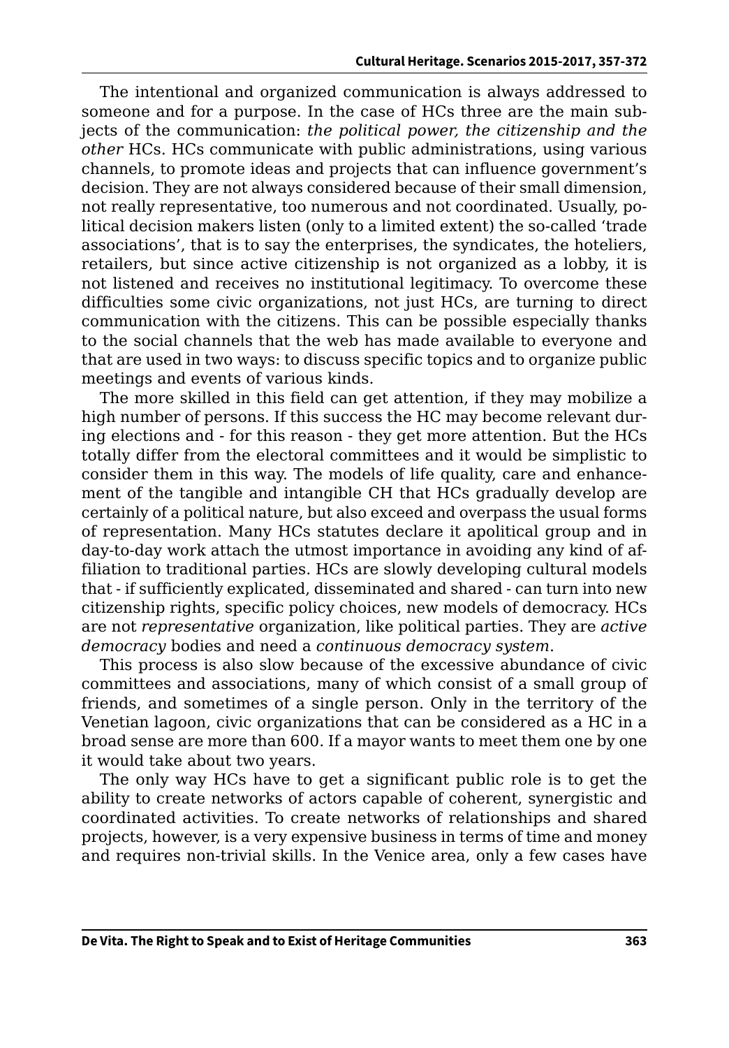The intentional and organized communication is always addressed to someone and for a purpose. In the case of HCs three are the main subjects of the communication: *the political power, the citizenship and the other* HCs. HCs communicate with public administrations, using various channels, to promote ideas and projects that can influence government's decision. They are not always considered because of their small dimension, not really representative, too numerous and not coordinated. Usually, political decision makers listen (only to a limited extent) the so-called 'trade associations', that is to say the enterprises, the syndicates, the hoteliers, retailers, but since active citizenship is not organized as a lobby, it is not listened and receives no institutional legitimacy. To overcome these difficulties some civic organizations, not just HCs, are turning to direct communication with the citizens. This can be possible especially thanks to the social channels that the web has made available to everyone and that are used in two ways: to discuss specific topics and to organize public meetings and events of various kinds.

The more skilled in this field can get attention, if they may mobilize a high number of persons. If this success the HC may become relevant during elections and - for this reason - they get more attention. But the HCs totally differ from the electoral committees and it would be simplistic to consider them in this way. The models of life quality, care and enhancement of the tangible and intangible CH that HCs gradually develop are certainly of a political nature, but also exceed and overpass the usual forms of representation. Many HCs statutes declare it apolitical group and in day-to-day work attach the utmost importance in avoiding any kind of affiliation to traditional parties. HCs are slowly developing cultural models that - if sufficiently explicated, disseminated and shared - can turn into new citizenship rights, specific policy choices, new models of democracy. HCs are not *representative* organization, like political parties. They are *active democracy* bodies and need a *continuous democracy system*.

This process is also slow because of the excessive abundance of civic committees and associations, many of which consist of a small group of friends, and sometimes of a single person. Only in the territory of the Venetian lagoon, civic organizations that can be considered as a HC in a broad sense are more than 600. If a mayor wants to meet them one by one it would take about two years.

The only way HCs have to get a significant public role is to get the ability to create networks of actors capable of coherent, synergistic and coordinated activities. To create networks of relationships and shared projects, however, is a very expensive business in terms of time and money and requires non-trivial skills. In the Venice area, only a few cases have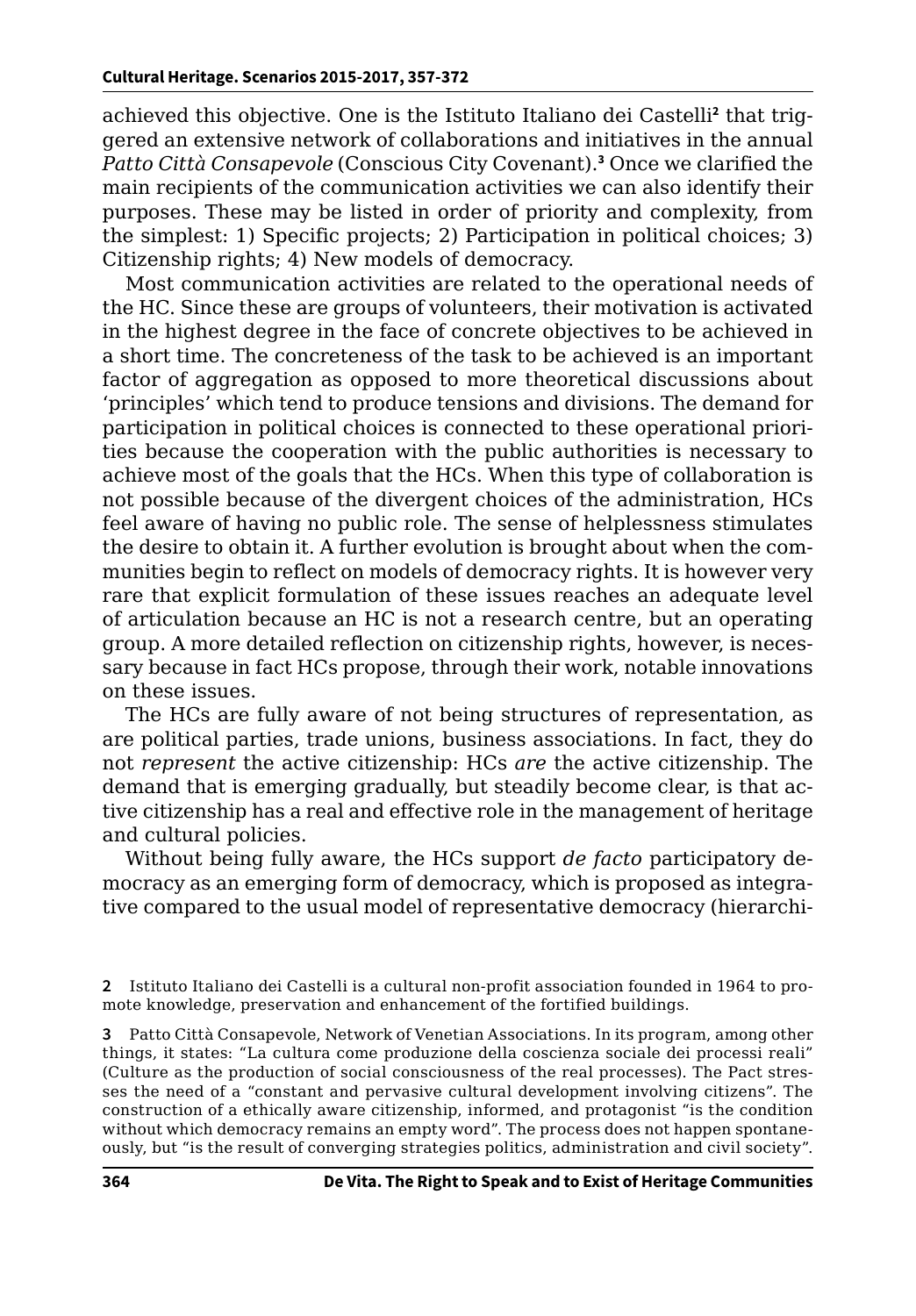achieved this objective. One is the Istituto Italiano dei Castelli[2] that triggered an extensive network of collaborations and initiatives in the annual *Patto Città Consapevole* (Conscious City Covenant).[3] Once we clarified the main recipients of the communication activities we can also identify their purposes. These may be listed in order of priority and complexity, from the simplest: 1) Specific projects; 2) Participation in political choices; 3) Citizenship rights; 4) New models of democracy.

Most communication activities are related to the operational needs of the HC. Since these are groups of volunteers, their motivation is activated in the highest degree in the face of concrete objectives to be achieved in a short time. The concreteness of the task to be achieved is an important factor of aggregation as opposed to more theoretical discussions about 'principles' which tend to produce tensions and divisions. The demand for participation in political choices is connected to these operational priorities because the cooperation with the public authorities is necessary to achieve most of the goals that the HCs. When this type of collaboration is not possible because of the divergent choices of the administration, HCs feel aware of having no public role. The sense of helplessness stimulates the desire to obtain it. A further evolution is brought about when the communities begin to reflect on models of democracy rights. It is however very rare that explicit formulation of these issues reaches an adequate level of articulation because an HC is not a research centre, but an operating group. A more detailed reflection on citizenship rights, however, is necessary because in fact HCs propose, through their work, notable innovations on these issues.

The HCs are fully aware of not being structures of representation, as are political parties, trade unions, business associations. In fact, they do not *represent* the active citizenship: HCs *are* the active citizenship. The demand that is emerging gradually, but steadily become clear, is that active citizenship has a real and effective role in the management of heritage and cultural policies.

Without being fully aware, the HCs support *de facto* participatory democracy as an emerging form of democracy, which is proposed as integrative compared to the usual model of representative democracy (hierarchi-

---

2 Istituto Italiano dei Castelli is a cultural non-profit association founded in 1964 to promote knowledge, preservation and enhancement of the fortified buildings.

3 Patto Città Consapevole, Network of Venetian Associations. In its program, among other things, it states: "La cultura come produzione della coscienza sociale dei processi reali" (Culture as the production of social consciousness of the real processes). The Pact stresses the need of a "constant and pervasive cultural development involving citizens". The construction of a ethically aware citizenship, informed, and protagonist "is the condition without which democracy remains an empty word". The process does not happen spontaneously, but "is the result of converging strategies politics, administration and civil society".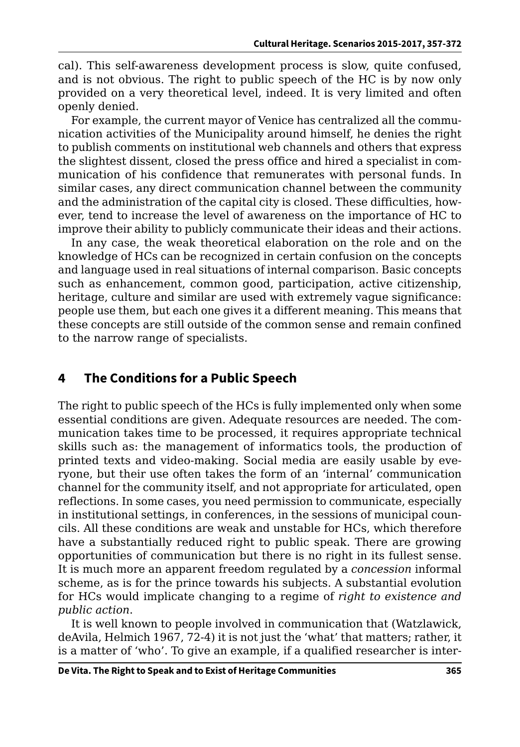cal). This self-awareness development process is slow, quite confused, and is not obvious. The right to public speech of the HC is by now only provided on a very theoretical level, indeed. It is very limited and often openly denied.

For example, the current mayor of Venice has centralized all the communication activities of the Municipality around himself, he denies the right to publish comments on institutional web channels and others that express the slightest dissent, closed the press office and hired a specialist in communication of his confidence that remunerates with personal funds. In similar cases, any direct communication channel between the community and the administration of the capital city is closed. These difficulties, however, tend to increase the level of awareness on the importance of HC to improve their ability to publicly communicate their ideas and their actions.

In any case, the weak theoretical elaboration on the role and on the knowledge of HCs can be recognized in certain confusion on the concepts and language used in real situations of internal comparison. Basic concepts such as enhancement, common good, participation, active citizenship, heritage, culture and similar are used with extremely vague significance: people use them, but each one gives it a different meaning. This means that these concepts are still outside of the common sense and remain confined to the narrow range of specialists.

## 4 The Conditions for a Public Speech

The right to public speech of the HCs is fully implemented only when some essential conditions are given. Adequate resources are needed. The communication takes time to be processed, it requires appropriate technical skills such as: the management of informatics tools, the production of printed texts and video-making. Social media are easily usable by everyone, but their use often takes the form of an 'internal' communication channel for the community itself, and not appropriate for articulated, open reflections. In some cases, you need permission to communicate, especially in institutional settings, in conferences, in the sessions of municipal councils. All these conditions are weak and unstable for HCs, which therefore have a substantially reduced right to public speak. There are growing opportunities of communication but there is no right in its fullest sense. It is much more an apparent freedom regulated by a *concession* informal scheme, as is for the prince towards his subjects. A substantial evolution for HCs would implicate changing to a regime of *right to existence and public action*.

It is well known to people involved in communication that (Watzlawick, deAvila, Helmich 1967, 72-4) it is not just the 'what' that matters; rather, it is a matter of 'who'. To give an example, if a qualified researcher is inter-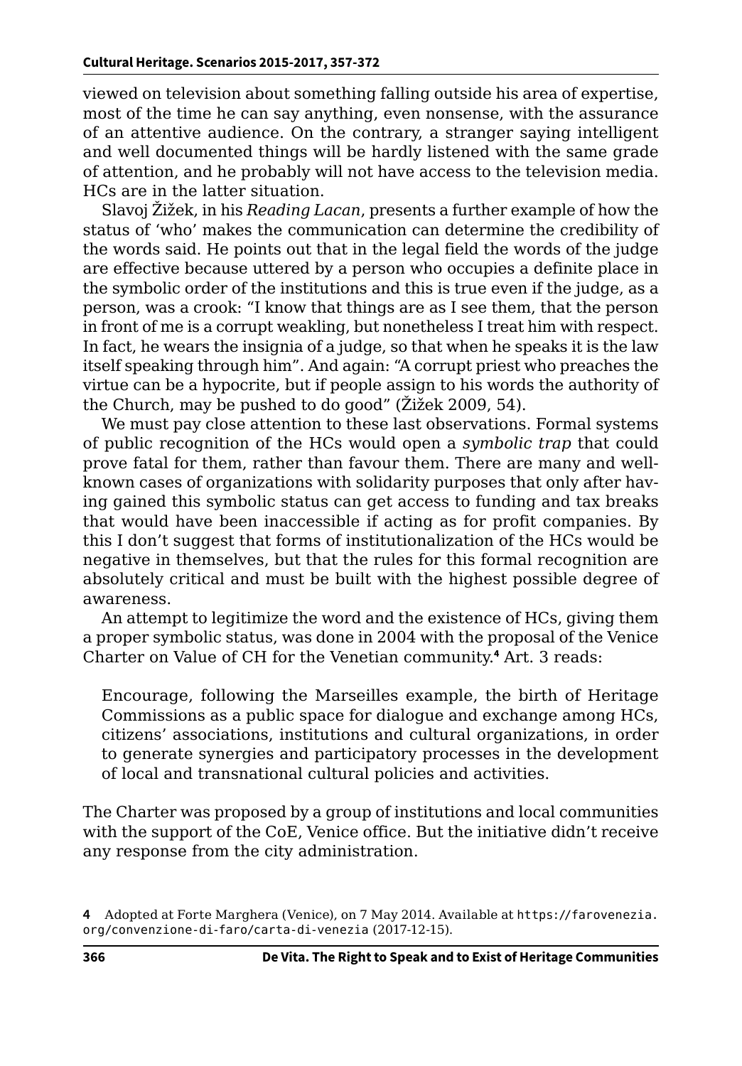viewed on television about something falling outside his area of expertise, most of the time he can say anything, even nonsense, with the assurance of an attentive audience. On the contrary, a stranger saying intelligent and well documented things will be hardly listened with the same grade of attention, and he probably will not have access to the television media. HCs are in the latter situation.

Slavoj Žižek, in his *Reading Lacan*, presents a further example of how the status of 'who' makes the communication can determine the credibility of the words said. He points out that in the legal field the words of the judge are effective because uttered by a person who occupies a definite place in the symbolic order of the institutions and this is true even if the judge, as a person, was a crook: "I know that things are as I see them, that the person in front of me is a corrupt weakling, but nonetheless I treat him with respect. In fact, he wears the insignia of a judge, so that when he speaks it is the law itself speaking through him". And again: "A corrupt priest who preaches the virtue can be a hypocrite, but if people assign to his words the authority of the Church, may be pushed to do good" (Žižek 2009, 54).

We must pay close attention to these last observations. Formal systems of public recognition of the HCs would open a *symbolic trap* that could prove fatal for them, rather than favour them. There are many and well-known cases of organizations with solidarity purposes that only after having gained this symbolic status can get access to funding and tax breaks that would have been inaccessible if acting as for profit companies. By this I don't suggest that forms of institutionalization of the HCs would be negative in themselves, but that the rules for this formal recognition are absolutely critical and must be built with the highest possible degree of awareness.

An attempt to legitimize the word and the existence of HCs, giving them a proper symbolic status, was done in 2004 with the proposal of the Venice Charter on Value of CH for the Venetian community.[4] Art. 3 reads:

> Encourage, following the Marseilles example, the birth of Heritage Commissions as a public space for dialogue and exchange among HCs, citizens' associations, institutions and cultural organizations, in order to generate synergies and participatory processes in the development of local and transnational cultural policies and activities.

The Charter was proposed by a group of institutions and local communities with the support of the CoE, Venice office. But the initiative didn't receive any response from the city administration.

---

**4** Adopted at Forte Marghera (Venice), on 7 May 2014. Available at https://farovenezia.org/convenzione-di-faro/carta-di-venezia (2017-12-15).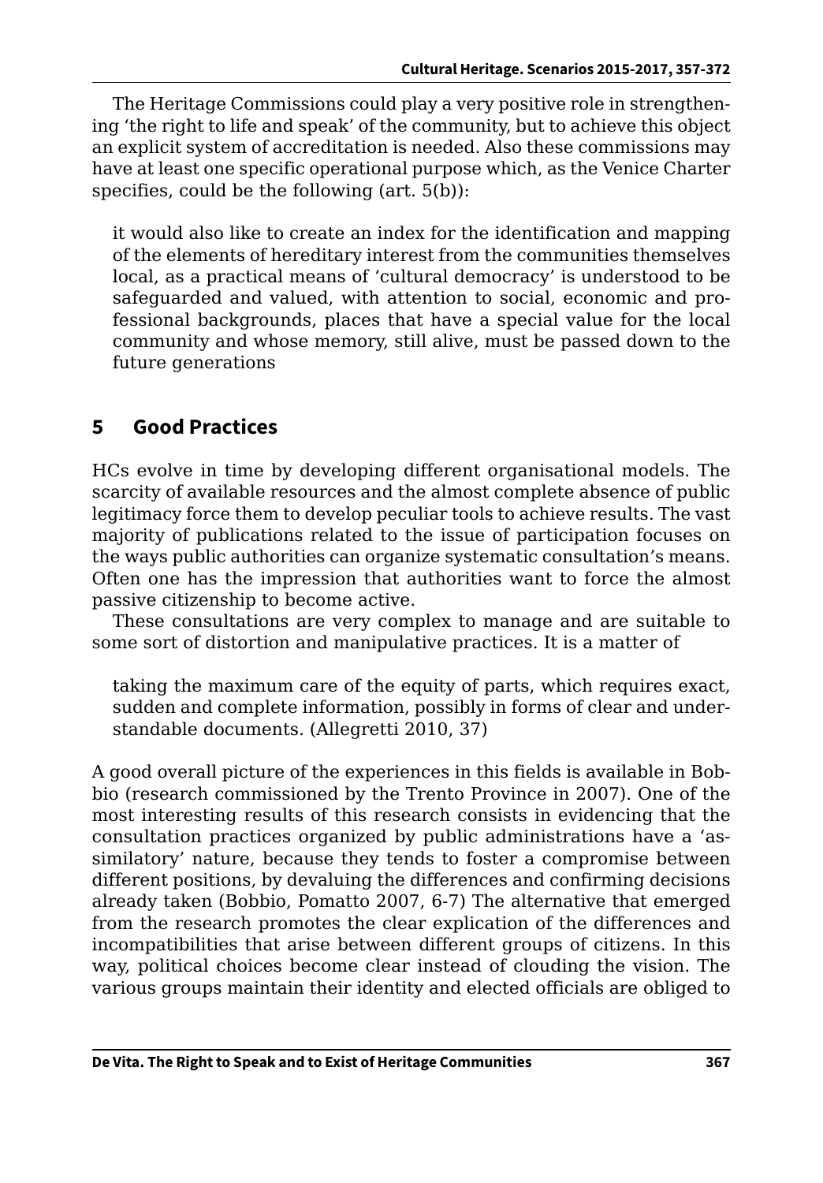The Heritage Commissions could play a very positive role in strengthening 'the right to life and speak' of the community, but to achieve this object an explicit system of accreditation is needed. Also these commissions may have at least one specific operational purpose which, as the Venice Charter specifies, could be the following (art. 5(b)):

> it would also like to create an index for the identification and mapping of the elements of hereditary interest from the communities themselves local, as a practical means of 'cultural democracy' is understood to be safeguarded and valued, with attention to social, economic and professional backgrounds, places that have a special value for the local community and whose memory, still alive, must be passed down to the future generations

## 5 Good Practices

HCs evolve in time by developing different organisational models. The scarcity of available resources and the almost complete absence of public legitimacy force them to develop peculiar tools to achieve results. The vast majority of publications related to the issue of participation focuses on the ways public authorities can organize systematic consultation's means. Often one has the impression that authorities want to force the almost passive citizenship to become active.

These consultations are very complex to manage and are suitable to some sort of distortion and manipulative practices. It is a matter of

> taking the maximum care of the equity of parts, which requires exact, sudden and complete information, possibly in forms of clear and understandable documents. (Allegretti 2010, 37)

A good overall picture of the experiences in this fields is available in Bobbio (research commissioned by the Trento Province in 2007). One of the most interesting results of this research consists in evidencing that the consultation practices organized by public administrations have a 'assimilatory' nature, because they tends to foster a compromise between different positions, by devaluing the differences and confirming decisions already taken (Bobbio, Pomatto 2007, 6-7) The alternative that emerged from the research promotes the clear explication of the differences and incompatibilities that arise between different groups of citizens. In this way, political choices become clear instead of clouding the vision. The various groups maintain their identity and elected officials are obliged to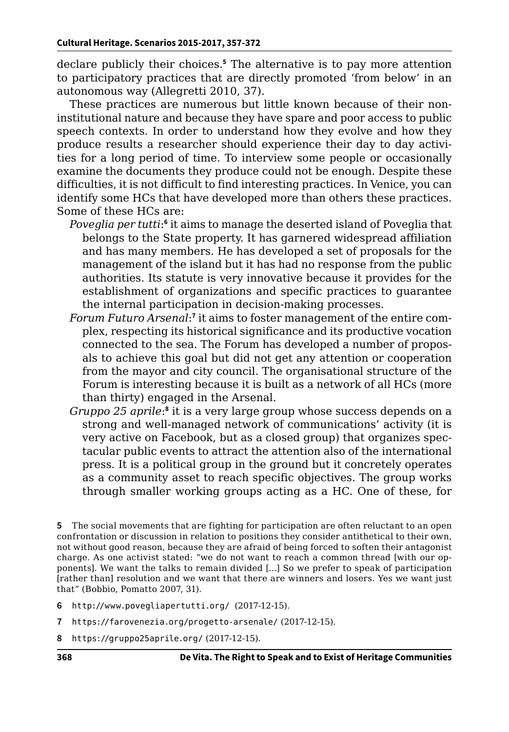declare publicly their choices.[5] The alternative is to pay more attention to participatory practices that are directly promoted 'from below' in an autonomous way (Allegretti 2010, 37).

These practices are numerous but little known because of their non-institutional nature and because they have spare and poor access to public speech contexts. In order to understand how they evolve and how they produce results a researcher should experience their day to day activities for a long period of time. To interview some people or occasionally examine the documents they produce could not be enough. Despite these difficulties, it is not difficult to find interesting practices. In Venice, you can identify some HCs that have developed more than others these practices. Some of these HCs are:

*Poveglia per tutti*:[6] it aims to manage the deserted island of Poveglia that belongs to the State property. It has garnered widespread affiliation and has many members. He has developed a set of proposals for the management of the island but it has had no response from the public authorities. Its statute is very innovative because it provides for the establishment of organizations and specific practices to guarantee the internal participation in decision-making processes.

*Forum Futuro Arsenal*:[7] it aims to foster management of the entire complex, respecting its historical significance and its productive vocation connected to the sea. The Forum has developed a number of proposals to achieve this goal but did not get any attention or cooperation from the mayor and city council. The organisational structure of the Forum is interesting because it is built as a network of all HCs (more than thirty) engaged in the Arsenal.

*Gruppo 25 aprile*:[8] it is a very large group whose success depends on a strong and well-managed network of communications' activity (it is very active on Facebook, but as a closed group) that organizes spectacular public events to attract the attention also of the international press. It is a political group in the ground but it concretely operates as a community asset to reach specific objectives. The group works through smaller working groups acting as a HC. One of these, for

5 The social movements that are fighting for participation are often reluctant to an open confrontation or discussion in relation to positions they consider antithetical to their own, not without good reason, because they are afraid of being forced to soften their antagonist charge. As one activist stated: "we do not want to reach a common thread [with our opponents]. We want the talks to remain divided [...] So we prefer to speak of participation [rather than] resolution and we want that there are winners and losers. Yes we want just that" (Bobbio, Pomatto 2007, 31).

6 http://www.povegliapertutti.org/ (2017-12-15).

7 https://farovenezia.org/progetto-arsenale/ (2017-12-15).

8 https://gruppo25aprile.org/ (2017-12-15).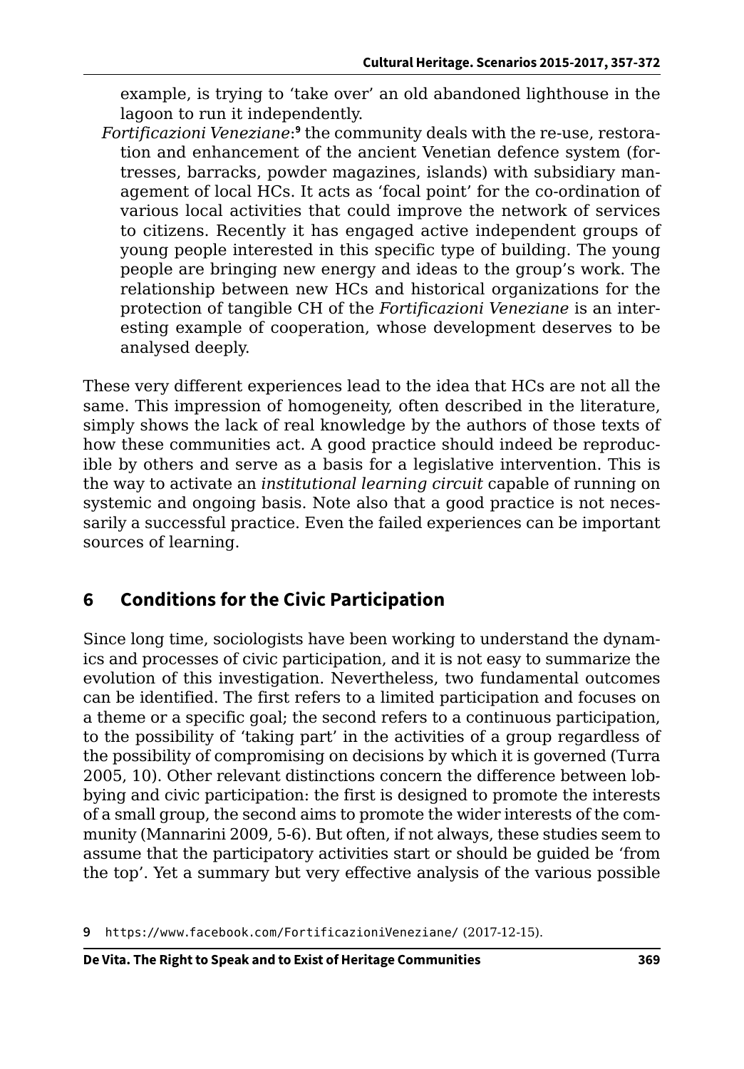example, is trying to 'take over' an old abandoned lighthouse in the lagoon to run it independently.

*Fortificazioni Veneziane*:[9] the community deals with the re-use, restoration and enhancement of the ancient Venetian defence system (fortresses, barracks, powder magazines, islands) with subsidiary management of local HCs. It acts as 'focal point' for the co-ordination of various local activities that could improve the network of services to citizens. Recently it has engaged active independent groups of young people interested in this specific type of building. The young people are bringing new energy and ideas to the group's work. The relationship between new HCs and historical organizations for the protection of tangible CH of the *Fortificazioni Veneziane* is an interesting example of cooperation, whose development deserves to be analysed deeply.

These very different experiences lead to the idea that HCs are not all the same. This impression of homogeneity, often described in the literature, simply shows the lack of real knowledge by the authors of those texts of how these communities act. A good practice should indeed be reproducible by others and serve as a basis for a legislative intervention. This is the way to activate an *institutional learning circuit* capable of running on systemic and ongoing basis. Note also that a good practice is not necessarily a successful practice. Even the failed experiences can be important sources of learning.

## 6 Conditions for the Civic Participation

Since long time, sociologists have been working to understand the dynamics and processes of civic participation, and it is not easy to summarize the evolution of this investigation. Nevertheless, two fundamental outcomes can be identified. The first refers to a limited participation and focuses on a theme or a specific goal; the second refers to a continuous participation, to the possibility of 'taking part' in the activities of a group regardless of the possibility of compromising on decisions by which it is governed (Turra 2005, 10). Other relevant distinctions concern the difference between lobbying and civic participation: the first is designed to promote the interests of a small group, the second aims to promote the wider interests of the community (Mannarini 2009, 5-6). But often, if not always, these studies seem to assume that the participatory activities start or should be guided be 'from the top'. Yet a summary but very effective analysis of the various possible

9 https://www.facebook.com/FortificazioniVeneziane/ (2017-12-15).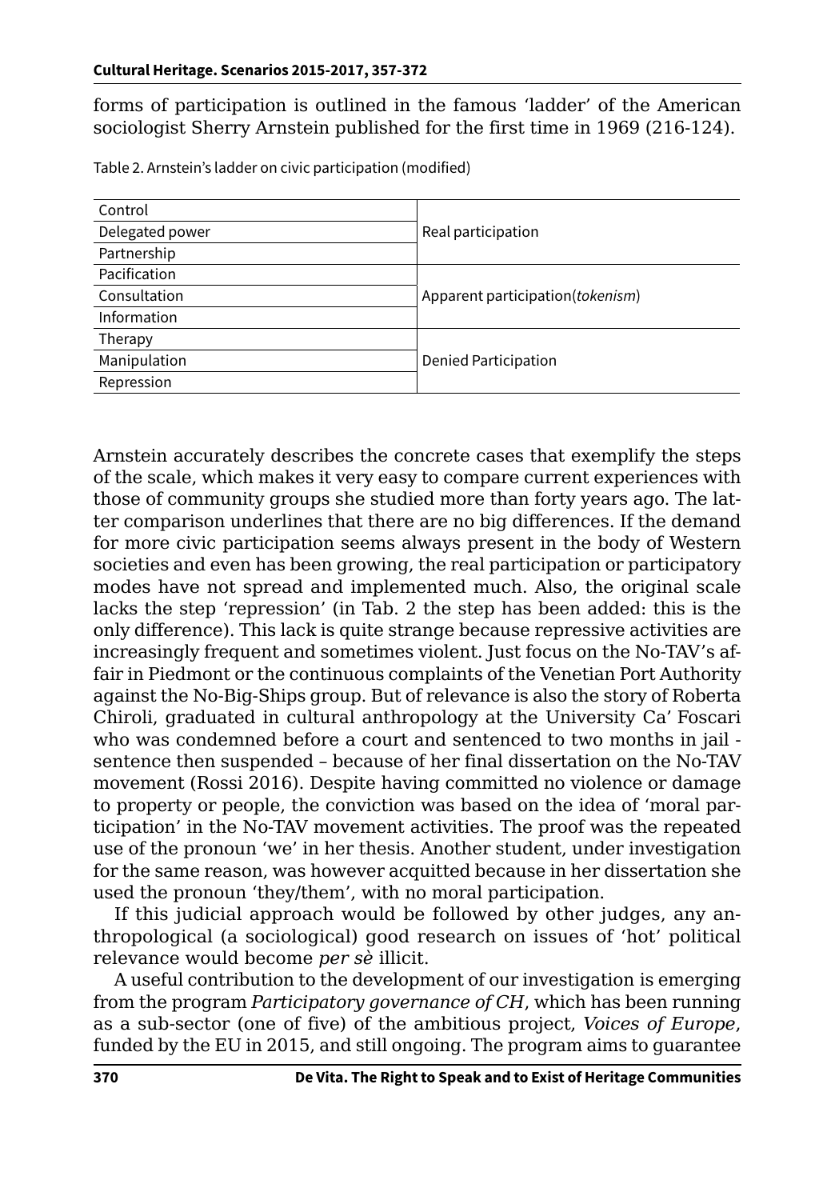forms of participation is outlined in the famous 'ladder' of the American sociologist Sherry Arnstein published for the first time in 1969 (216-124).

Table 2. Arnstein's ladder on civic participation (modified)

| | |
|---|---|
| Control | Real participation |
| Delegated power | |
| Partnership | |
| Pacification | Apparent participation(*tokenism*) |
| Consultation | |
| Information | |
| Therapy | Denied Participation |
| Manipulation | |
| Repression | |

Arnstein accurately describes the concrete cases that exemplify the steps of the scale, which makes it very easy to compare current experiences with those of community groups she studied more than forty years ago. The latter comparison underlines that there are no big differences. If the demand for more civic participation seems always present in the body of Western societies and even has been growing, the real participation or participatory modes have not spread and implemented much. Also, the original scale lacks the step 'repression' (in Tab. 2 the step has been added: this is the only difference). This lack is quite strange because repressive activities are increasingly frequent and sometimes violent. Just focus on the No-TAV's affair in Piedmont or the continuous complaints of the Venetian Port Authority against the No-Big-Ships group. But of relevance is also the story of Roberta Chiroli, graduated in cultural anthropology at the University Ca' Foscari who was condemned before a court and sentenced to two months in jail - sentence then suspended – because of her final dissertation on the No-TAV movement (Rossi 2016). Despite having committed no violence or damage to property or people, the conviction was based on the idea of 'moral participation' in the No-TAV movement activities. The proof was the repeated use of the pronoun 'we' in her thesis. Another student, under investigation for the same reason, was however acquitted because in her dissertation she used the pronoun 'they/them', with no moral participation.

If this judicial approach would be followed by other judges, any anthropological (a sociological) good research on issues of 'hot' political relevance would become *per sè* illicit.

A useful contribution to the development of our investigation is emerging from the program *Participatory governance of CH*, which has been running as a sub-sector (one of five) of the ambitious project, *Voices of Europe*, funded by the EU in 2015, and still ongoing. The program aims to guarantee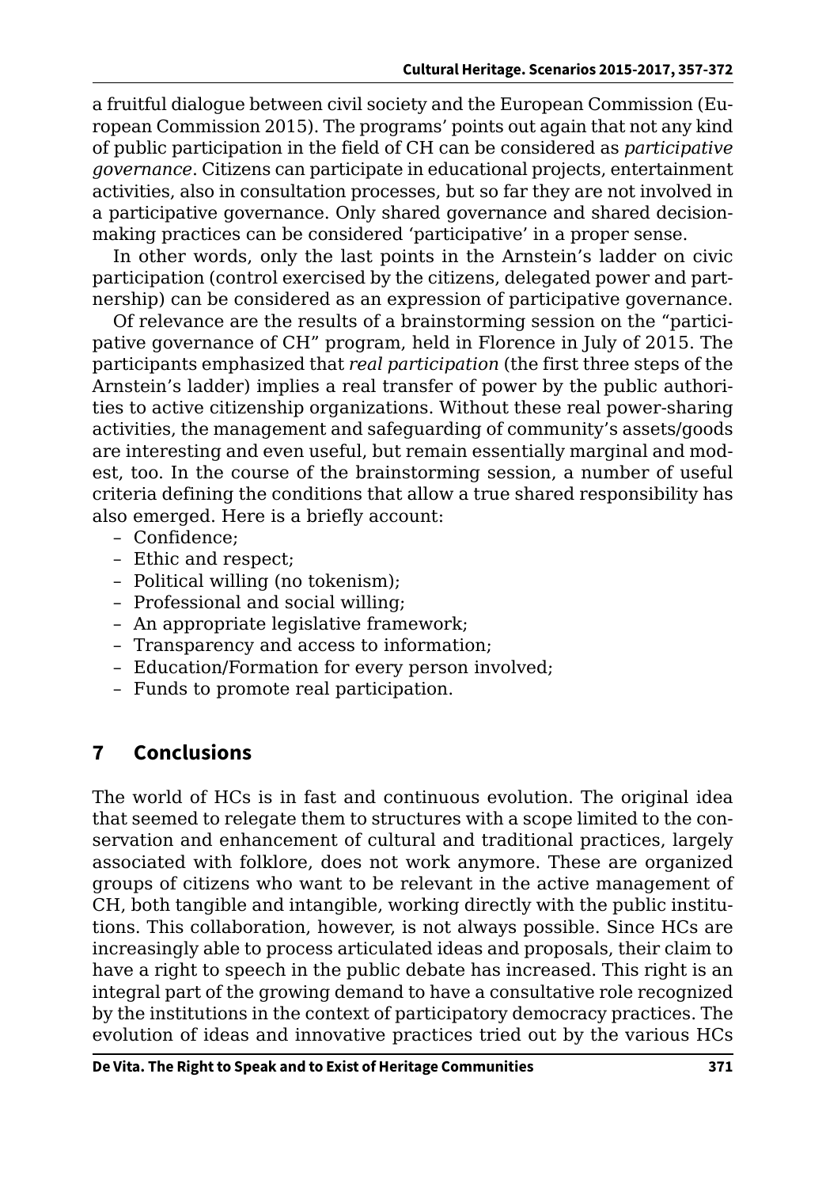a fruitful dialogue between civil society and the European Commission (European Commission 2015). The programs' points out again that not any kind of public participation in the field of CH can be considered as *participative governance*. Citizens can participate in educational projects, entertainment activities, also in consultation processes, but so far they are not involved in a participative governance. Only shared governance and shared decision-making practices can be considered 'participative' in a proper sense.

In other words, only the last points in the Arnstein's ladder on civic participation (control exercised by the citizens, delegated power and partnership) can be considered as an expression of participative governance.

Of relevance are the results of a brainstorming session on the "participative governance of CH" program, held in Florence in July of 2015. The participants emphasized that *real participation* (the first three steps of the Arnstein's ladder) implies a real transfer of power by the public authorities to active citizenship organizations. Without these real power-sharing activities, the management and safeguarding of community's assets/goods are interesting and even useful, but remain essentially marginal and modest, too. In the course of the brainstorming session, a number of useful criteria defining the conditions that allow a true shared responsibility has also emerged. Here is a briefly account:

- Confidence;
- Ethic and respect;
- Political willing (no tokenism);
- Professional and social willing;
- An appropriate legislative framework;
- Transparency and access to information;
- Education/Formation for every person involved;
- Funds to promote real participation.

## 7 Conclusions

The world of HCs is in fast and continuous evolution. The original idea that seemed to relegate them to structures with a scope limited to the conservation and enhancement of cultural and traditional practices, largely associated with folklore, does not work anymore. These are organized groups of citizens who want to be relevant in the active management of CH, both tangible and intangible, working directly with the public institutions. This collaboration, however, is not always possible. Since HCs are increasingly able to process articulated ideas and proposals, their claim to have a right to speech in the public debate has increased. This right is an integral part of the growing demand to have a consultative role recognized by the institutions in the context of participatory democracy practices. The evolution of ideas and innovative practices tried out by the various HCs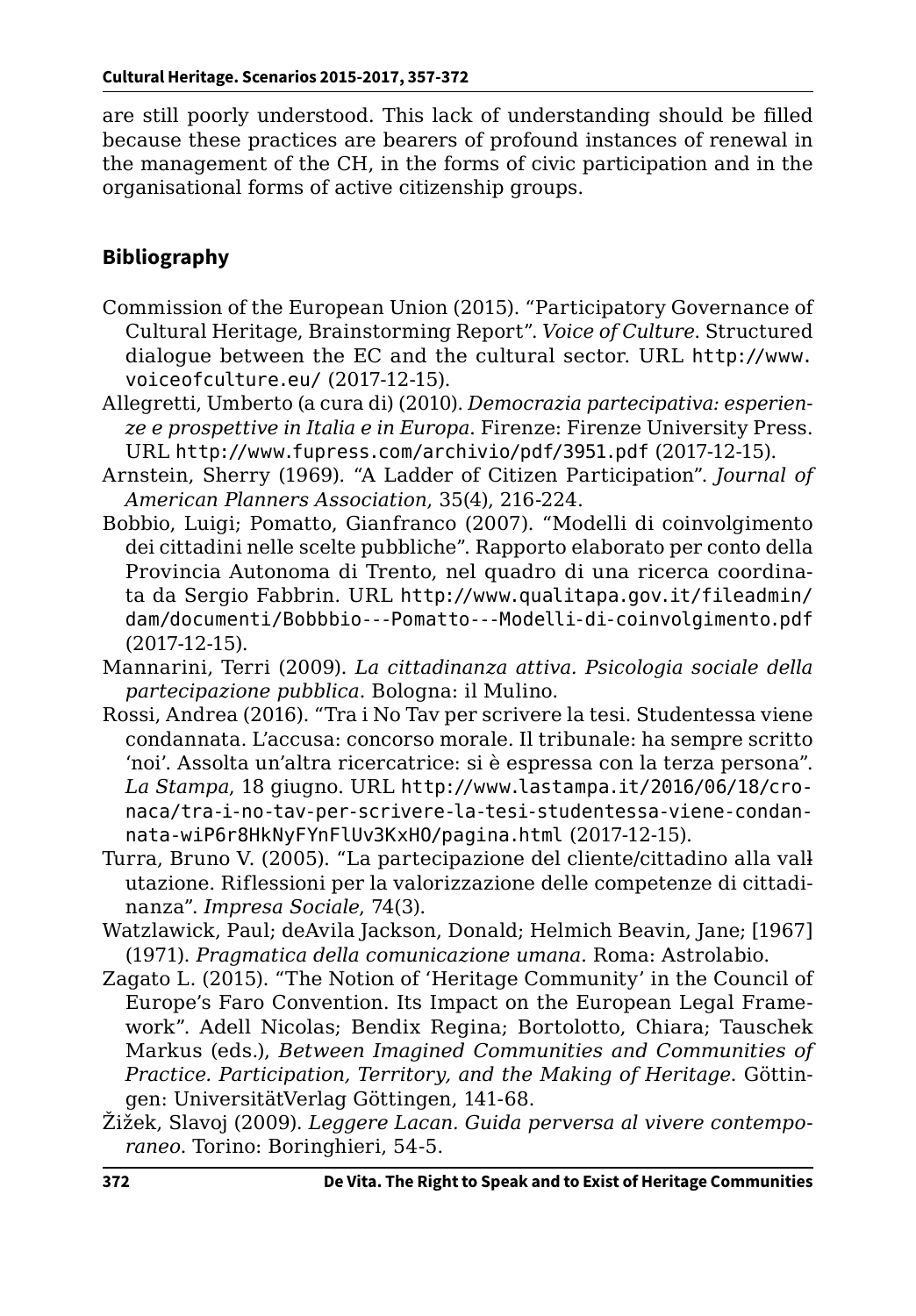are still poorly understood. This lack of understanding should be filled because these practices are bearers of profound instances of renewal in the management of the CH, in the forms of civic participation and in the organisational forms of active citizenship groups.

## Bibliography

Commission of the European Union (2015). "Participatory Governance of Cultural Heritage, Brainstorming Report". *Voice of Culture*. Structured dialogue between the EC and the cultural sector. URL http://www.voiceofculture.eu/ (2017-12-15).

Allegretti, Umberto (a cura di) (2010). *Democrazia partecipativa: esperienze e prospettive in Italia e in Europa*. Firenze: Firenze University Press. URL http://www.fupress.com/archivio/pdf/3951.pdf (2017-12-15).

Arnstein, Sherry (1969). "A Ladder of Citizen Participation". *Journal of American Planners Association*, 35(4), 216-224.

Bobbio, Luigi; Pomatto, Gianfranco (2007). "Modelli di coinvolgimento dei cittadini nelle scelte pubbliche". Rapporto elaborato per conto della Provincia Autonoma di Trento, nel quadro di una ricerca coordinata da Sergio Fabbrin. URL http://www.qualitapa.gov.it/fileadmin/dam/documenti/Bobbbio---Pomatto---Modelli-di-coinvolgimento.pdf (2017-12-15).

Mannarini, Terri (2009). *La cittadinanza attiva. Psicologia sociale della partecipazione pubblica*. Bologna: il Mulino.

Rossi, Andrea (2016). "Tra i No Tav per scrivere la tesi. Studentessa viene condannata. L'accusa: concorso morale. Il tribunale: ha sempre scritto 'noi'. Assolta un'altra ricercatrice: si è espressa con la terza persona". *La Stampa*, 18 giugno. URL http://www.lastampa.it/2016/06/18/cronaca/tra-i-no-tav-per-scrivere-la-tesi-studentessa-viene-condannata-wiP6r8HkNyFYnFlUv3KxHO/pagina.html (2017-12-15).

Turra, Bruno V. (2005). "La partecipazione del cliente/cittadino alla valłutazione. Riflessioni per la valorizzazione delle competenze di cittadinanza". *Impresa Sociale*, 74(3).

Watzlawick, Paul; deAvila Jackson, Donald; Helmich Beavin, Jane; [1967] (1971). *Pragmatica della comunicazione umana*. Roma: Astrolabio.

Zagato L. (2015). "The Notion of 'Heritage Community' in the Council of Europe's Faro Convention. Its Impact on the European Legal Framework". Adell Nicolas; Bendix Regina; Bortolotto, Chiara; Tauschek Markus (eds.), *Between Imagined Communities and Communities of Practice. Participation, Territory, and the Making of Heritage*. Göttingen: UniversitätVerlag Göttingen, 141-68.

Žižek, Slavoj (2009). *Leggere Lacan. Guida perversa al vivere contemporaneo*. Torino: Boringhieri, 54-5.